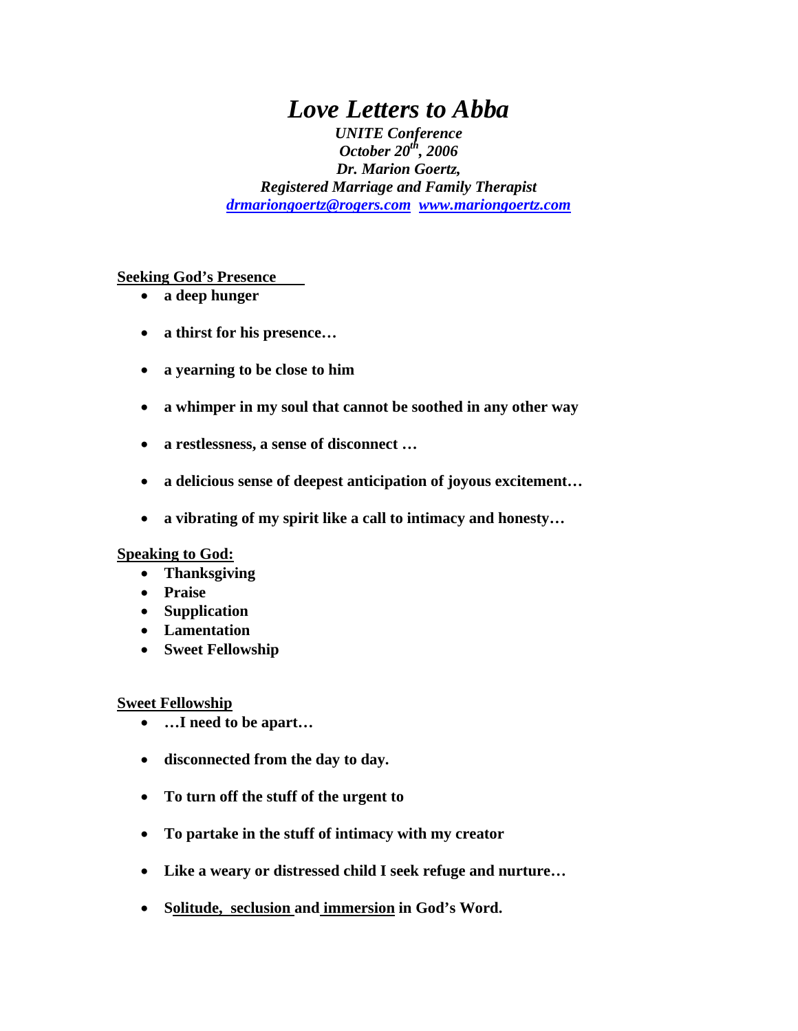# *Love Letters to Abba*

*UNITE Conference*
*October 20th, 2006*
*Dr. Marion Goertz,*
*Registered Marriage and Family Therapist*
*drmariongoertz@rogers.com* *www.mariongoertz.com*

**Seeking God's Presence**

- **a deep hunger**
- **a thirst for his presence…**
- **a yearning to be close to him**
- **a whimper in my soul that cannot be soothed in any other way**
- **a restlessness, a sense of disconnect …**
- **a delicious sense of deepest anticipation of joyous excitement…**
- **a vibrating of my spirit like a call to intimacy and honesty…**

**Speaking to God:**

- **Thanksgiving**
- **Praise**
- **Supplication**
- **Lamentation**
- **Sweet Fellowship**

**Sweet Fellowship**

- **…I need to be apart…**
- **disconnected from the day to day.**
- **To turn off the stuff of the urgent to**
- **To partake in the stuff of intimacy with my creator**
- **Like a weary or distressed child I seek refuge and nurture…**
- **Solitude, seclusion and immersion in God's Word.**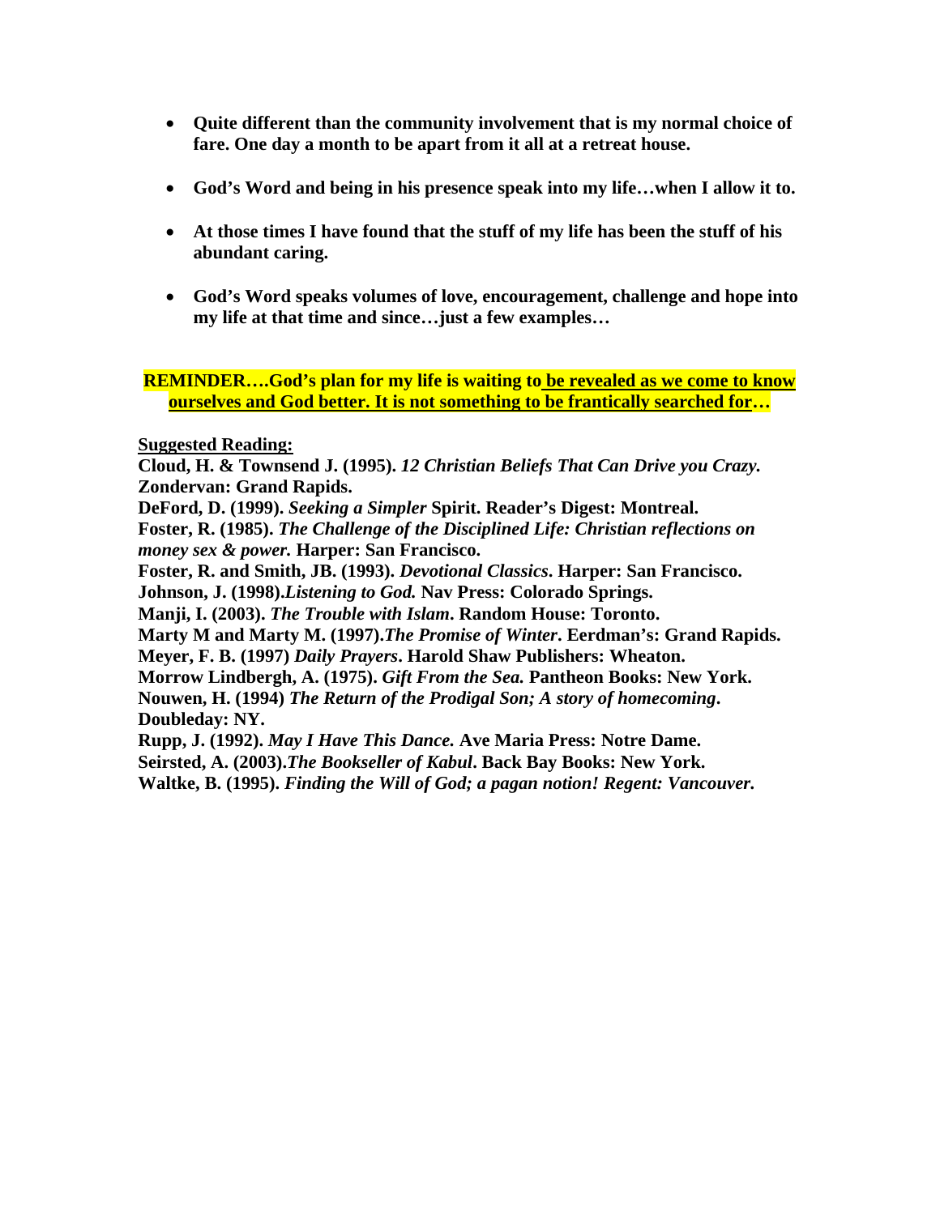- **Quite different than the community involvement that is my normal choice of fare. One day a month to be apart from it all at a retreat house.**

- **God's Word and being in his presence speak into my life…when I allow it to.**

- **At those times I have found that the stuff of my life has been the stuff of his abundant caring.**

- **God's Word speaks volumes of love, encouragement, challenge and hope into my life at that time and since…just a few examples…**

**REMINDER….God's plan for my life is waiting to be revealed as we come to know ourselves and God better. It is not something to be frantically searched for…**

**Suggested Reading:**

**Cloud, H. & Townsend J. (1995).** ***12 Christian Beliefs That Can Drive you Crazy.*** **Zondervan: Grand Rapids.**
**DeFord, D. (1999).** ***Seeking a Simpler*** **Spirit. Reader's Digest: Montreal.**
**Foster, R. (1985).** ***The Challenge of the Disciplined Life: Christian reflections on money sex & power.*** **Harper: San Francisco.**
**Foster, R. and Smith, JB. (1993).** ***Devotional Classics*****. Harper: San Francisco.**
**Johnson, J. (1998).*****Listening to God.*** **Nav Press: Colorado Springs.**
**Manji, I. (2003).** ***The Trouble with Islam*****. Random House: Toronto.**
**Marty M and Marty M. (1997).*****The Promise of Winter*****. Eerdman's: Grand Rapids.**
**Meyer, F. B. (1997)** ***Daily Prayers*****. Harold Shaw Publishers: Wheaton.**
**Morrow Lindbergh, A. (1975).** ***Gift From the Sea.*** **Pantheon Books: New York.**
**Nouwen, H. (1994)** ***The Return of the Prodigal Son; A story of homecoming*****. Doubleday: NY.**
**Rupp, J. (1992).** ***May I Have This Dance.*** **Ave Maria Press: Notre Dame.**
**Seirsted, A. (2003).*****The Bookseller of Kabul*****. Back Bay Books: New York.**
**Waltke, B. (1995).** ***Finding the Will of God; a pagan notion! Regent: Vancouver.***